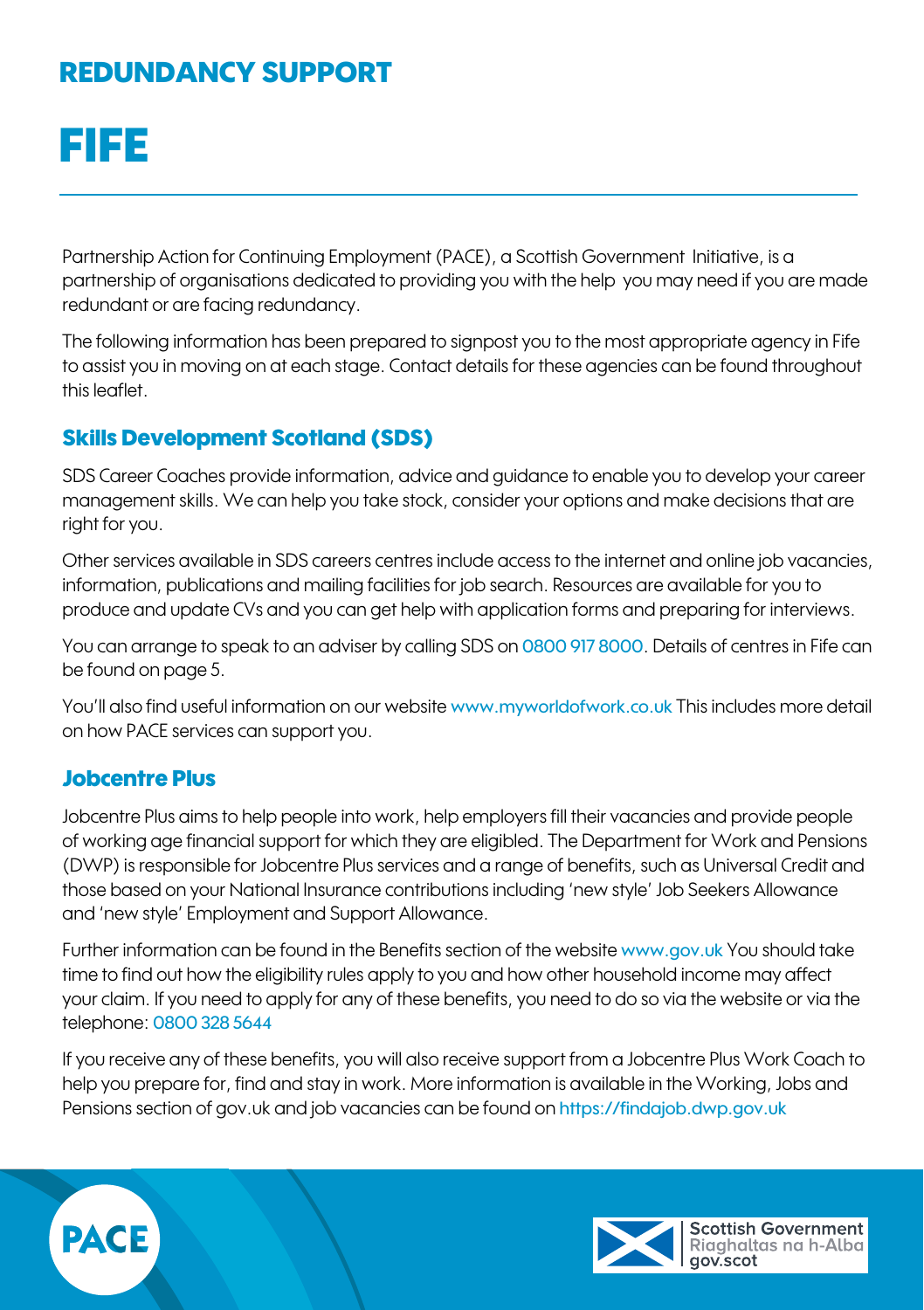## REDUNDANCY SUPPORT

# FIFE

Partnership Action for Continuing Employment (PACE), a Scottish Government Initiative, is a partnership of organisations dedicated to providing you with the help you may need if you are made redundant or are facing redundancy.

The following information has been prepared to signpost you to the most appropriate agency in Fife to assist you in moving on at each stage. Contact details for these agencies can be found throughout this leaflet.

### Skills Development Scotland (SDS)

SDS Career Coaches provide information, advice and guidance to enable you to develop your career management skills. We can help you take stock, consider your options and make decisions that are right for you.

Other services available in SDS careers centres include access to the internet and online job vacancies, information, publications and mailing facilities for job search. Resources are available for you to produce and update CVs and you can get help with application forms and preparing for interviews.

You can arrange to speak to an adviser by calling SDS on 0800 917 8000. Details of centres in Fife can be found on page 5.

You'll also find useful information on our website www.myworldofwork.co.uk This includes more detail on how PACE services can support you.

### Jobcentre Plus

Jobcentre Plus aims to help people into work, help employers fill their vacancies and provide people of working age financial support for which they are eligibled. The Department for Work and Pensions (DWP) is responsible for Jobcentre Plus services and a range of benefits, such as Universal Credit and those based on your National Insurance contributions including 'new style' Job Seekers Allowance and 'new style' Employment and Support Allowance.

Further information can be found in the Benefits section of the website www.gov.uk You should take time to find out how the eligibility rules apply to you and how other household income may affect your claim. If you need to apply for any of these benefits, you need to do so via the website or via the telephone: 0800 328 5644

If you receive any of these benefits, you will also receive support from a Jobcentre Plus Work Coach to help you prepare for, find and stay in work. More information is available in the Working, Jobs and Pensions section of gov.uk and job vacancies can be found on https://findajob.dwp.gov.uk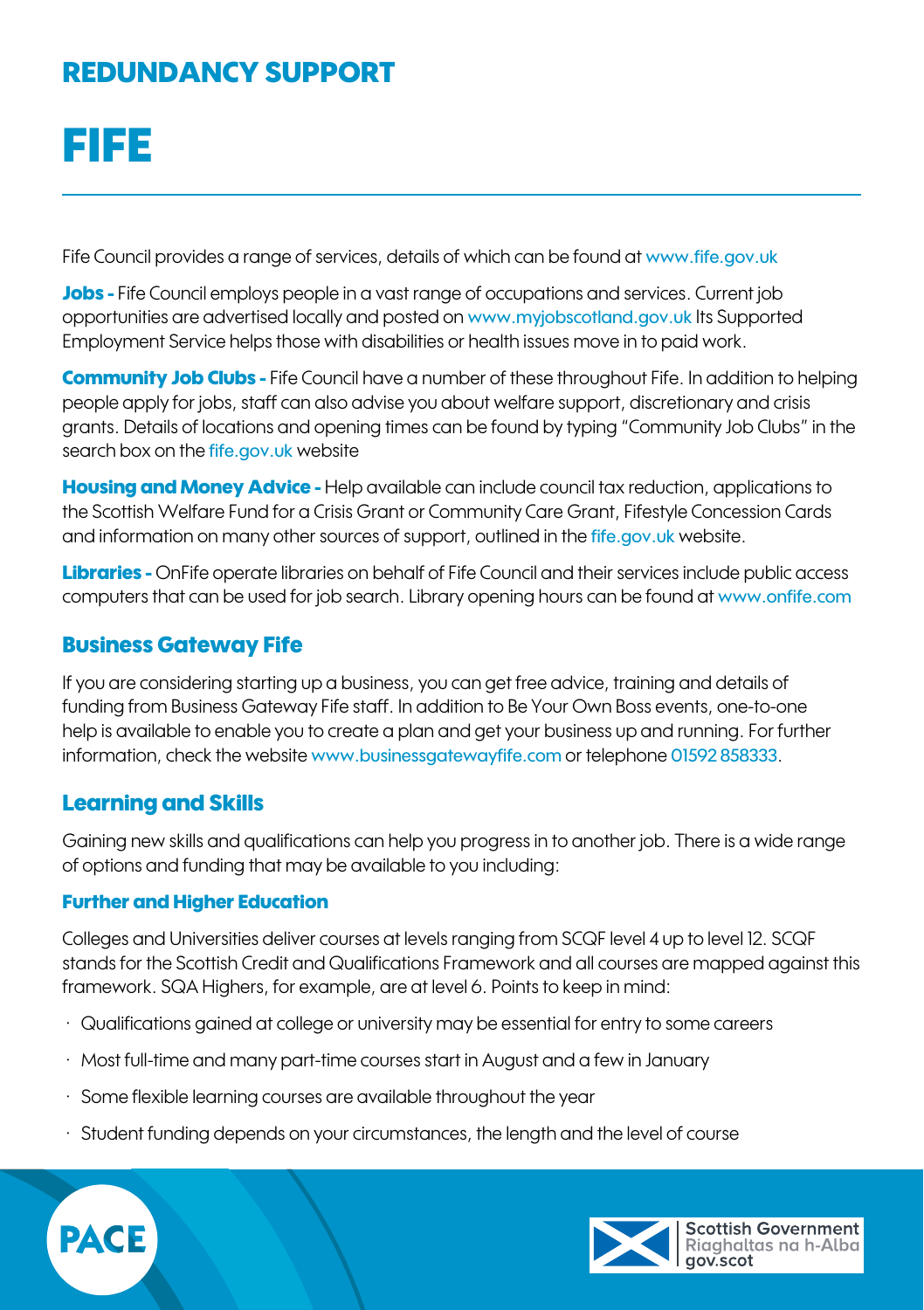# REDUNDANCY SUPPORT

# FIFE

Fife Council provides a range of services, details of which can be found at www.fife.gov.uk

**Jobs -** Fife Council employs people in a vast range of occupations and services. Current job opportunities are advertised locally and posted on www.myjobscotland.gov.uk Its Supported Employment Service helps those with disabilities or health issues move in to paid work.

**Community Job Clubs -** Fife Council have a number of these throughout Fife. In addition to helping people apply for jobs, staff can also advise you about welfare support, discretionary and crisis grants. Details of locations and opening times can be found by typing "Community Job Clubs" in the search box on the fife.gov.uk website

**Housing and Money Advice -** Help available can include council tax reduction, applications to the Scottish Welfare Fund for a Crisis Grant or Community Care Grant, Fifestyle Concession Cards and information on many other sources of support, outlined in the fife.gov.uk website.

**Libraries -** OnFife operate libraries on behalf of Fife Council and their services include public access computers that can be used for job search. Library opening hours can be found at www.onfife.com

## Business Gateway Fife

If you are considering starting up a business, you can get free advice, training and details of funding from Business Gateway Fife staff. In addition to Be Your Own Boss events, one-to-one help is available to enable you to create a plan and get your business up and running. For further information, check the website www.businessgatewayfife.com or telephone 01592 858333.

## Learning and Skills

Gaining new skills and qualifications can help you progress in to another job. There is a wide range of options and funding that may be available to you including:

### Further and Higher Education

Colleges and Universities deliver courses at levels ranging from SCQF level 4 up to level 12. SCQF stands for the Scottish Credit and Qualifications Framework and all courses are mapped against this framework. SQA Highers, for example, are at level 6. Points to keep in mind:

- Qualifications gained at college or university may be essential for entry to some careers
- Most full-time and many part-time courses start in August and a few in January
- Some flexible learning courses are available throughout the year
- Student funding depends on your circumstances, the length and the level of course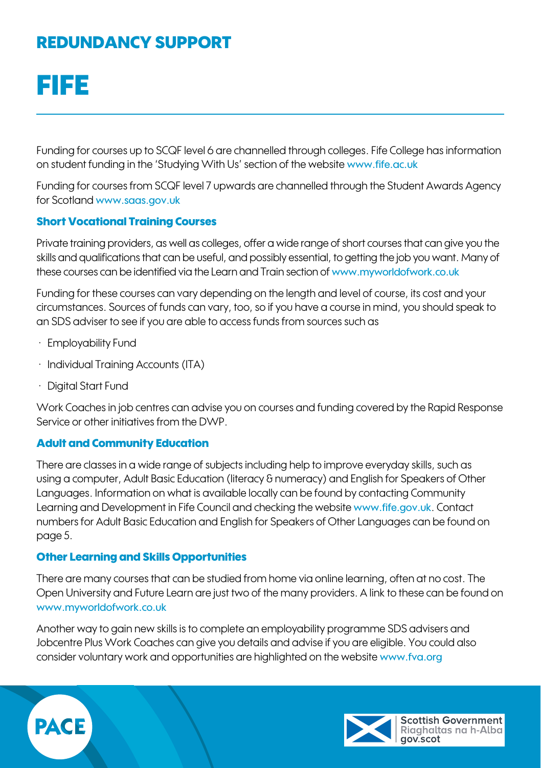## REDUNDANCY SUPPORT

# FIFE

Funding for courses up to SCQF level 6 are channelled through colleges. Fife College has information on student funding in the 'Studying With Us' section of the website www.fife.ac.uk

Funding for courses from SCQF level 7 upwards are channelled through the Student Awards Agency for Scotland www.saas.gov.uk

### Short Vocational Training Courses

Private training providers, as well as colleges, offer a wide range of short courses that can give you the skills and qualifications that can be useful, and possibly essential, to getting the job you want. Many of these courses can be identified via the Learn and Train section of www.myworldofwork.co.uk

Funding for these courses can vary depending on the length and level of course, its cost and your circumstances. Sources of funds can vary, too, so if you have a course in mind, you should speak to an SDS adviser to see if you are able to access funds from sources such as

- Employability Fund
- Individual Training Accounts (ITA)
- Digital Start Fund

Work Coaches in job centres can advise you on courses and funding covered by the Rapid Response Service or other initiatives from the DWP.

### Adult and Community Education

There are classes in a wide range of subjects including help to improve everyday skills, such as using a computer, Adult Basic Education (literacy & numeracy) and English for Speakers of Other Languages. Information on what is available locally can be found by contacting Community Learning and Development in Fife Council and checking the website www.fife.gov.uk. Contact numbers for Adult Basic Education and English for Speakers of Other Languages can be found on page 5.

### Other Learning and Skills Opportunities

There are many courses that can be studied from home via online learning, often at no cost. The Open University and Future Learn are just two of the many providers. A link to these can be found on www.myworldofwork.co.uk

Another way to gain new skills is to complete an employability programme SDS advisers and Jobcentre Plus Work Coaches can give you details and advise if you are eligible. You could also consider voluntary work and opportunities are highlighted on the website www.fva.org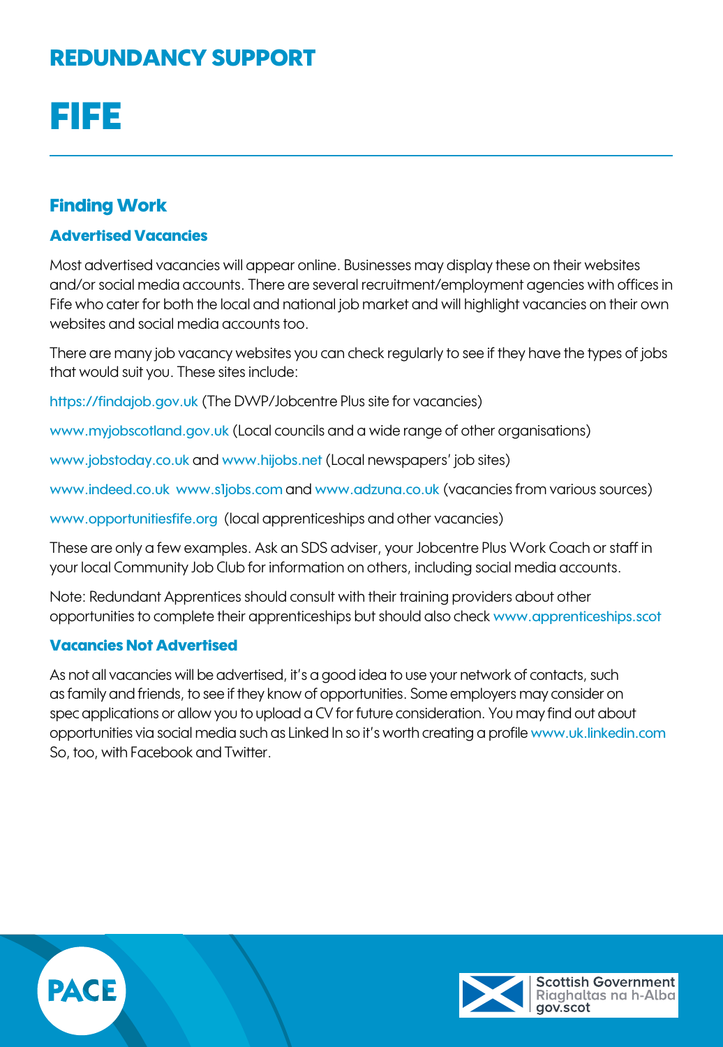# REDUNDANCY SUPPORT

# FIFE

## Finding Work

### Advertised Vacancies

Most advertised vacancies will appear online. Businesses may display these on their websites and/or social media accounts. There are several recruitment/employment agencies with offices in Fife who cater for both the local and national job market and will highlight vacancies on their own websites and social media accounts too.

There are many job vacancy websites you can check regularly to see if they have the types of jobs that would suit you. These sites include:

https://findajob.gov.uk (The DWP/Jobcentre Plus site for vacancies)

www.myjobscotland.gov.uk (Local councils and a wide range of other organisations)

www.jobstoday.co.uk and www.hijobs.net (Local newspapers' job sites)

www.indeed.co.uk www.s1jobs.com and www.adzuna.co.uk (vacancies from various sources)

www.opportunitiesfife.org (local apprenticeships and other vacancies)

These are only a few examples. Ask an SDS adviser, your Jobcentre Plus Work Coach or staff in your local Community Job Club for information on others, including social media accounts.

Note: Redundant Apprentices should consult with their training providers about other opportunities to complete their apprenticeships but should also check www.apprenticeships.scot

### Vacancies Not Advertised

As not all vacancies will be advertised, it's a good idea to use your network of contacts, such as family and friends, to see if they know of opportunities. Some employers may consider on spec applications or allow you to upload a CV for future consideration. You may find out about opportunities via social media such as Linked In so it's worth creating a profile www.uk.linkedin.com So, too, with Facebook and Twitter.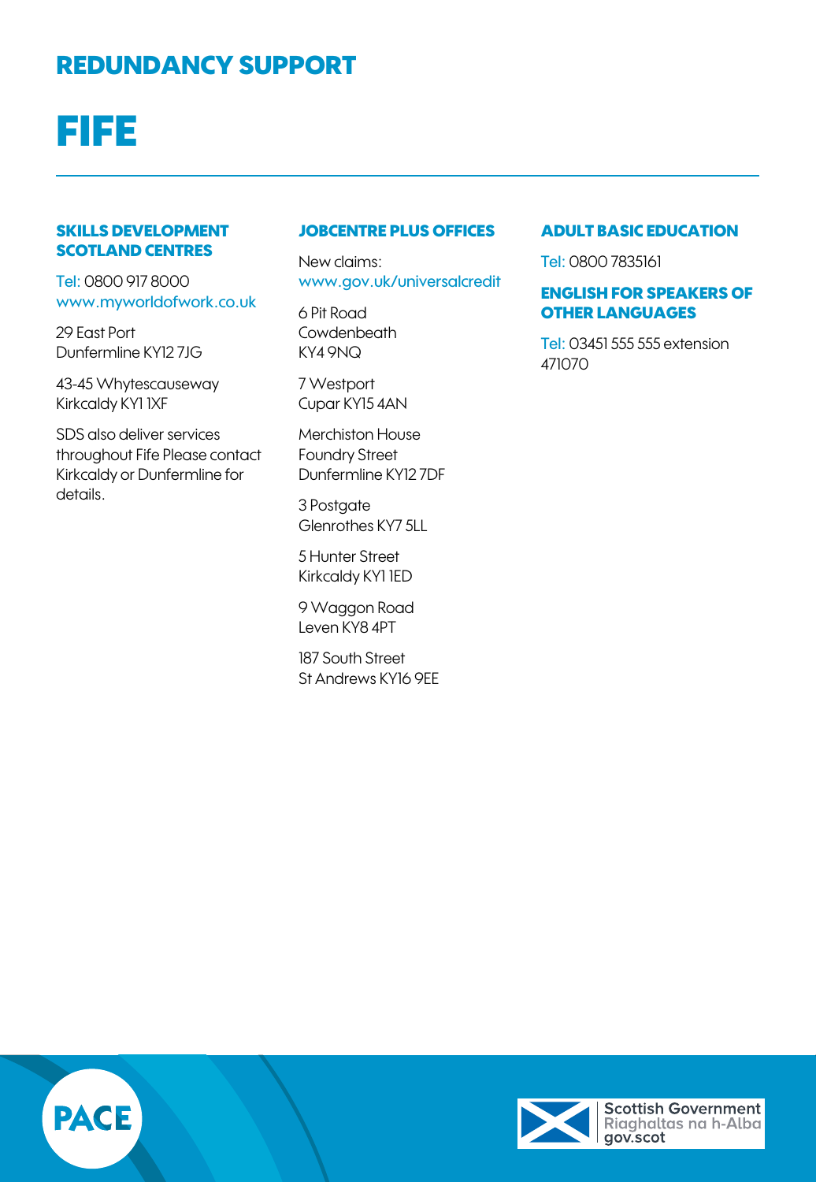## REDUNDANCY SUPPORT

# FIFE

### SKILLS DEVELOPMENT SCOTLAND CENTRES

Tel: 0800 917 8000
www.myworldofwork.co.uk

29 East Port
Dunfermline KY12 7JG

43-45 Whytescauseway
Kirkcaldy KY1 1XF

SDS also deliver services throughout Fife Please contact Kirkcaldy or Dunfermline for details.

### JOBCENTRE PLUS OFFICES

New claims:
www.gov.uk/universalcredit

6 Pit Road
Cowdenbeath
KY4 9NQ

7 Westport
Cupar KY15 4AN

Merchiston House
Foundry Street
Dunfermline KY12 7DF

3 Postgate
Glenrothes KY7 5LL

5 Hunter Street
Kirkcaldy KY1 1ED

9 Waggon Road
Leven KY8 4PT

187 South Street
St Andrews KY16 9EE

### ADULT BASIC EDUCATION

Tel: 0800 7835161

### ENGLISH FOR SPEAKERS OF OTHER LANGUAGES

Tel: 03451 555 555 extension 471070

PACE

Scottish Government
Riaghaltas na h-Alba
gov.scot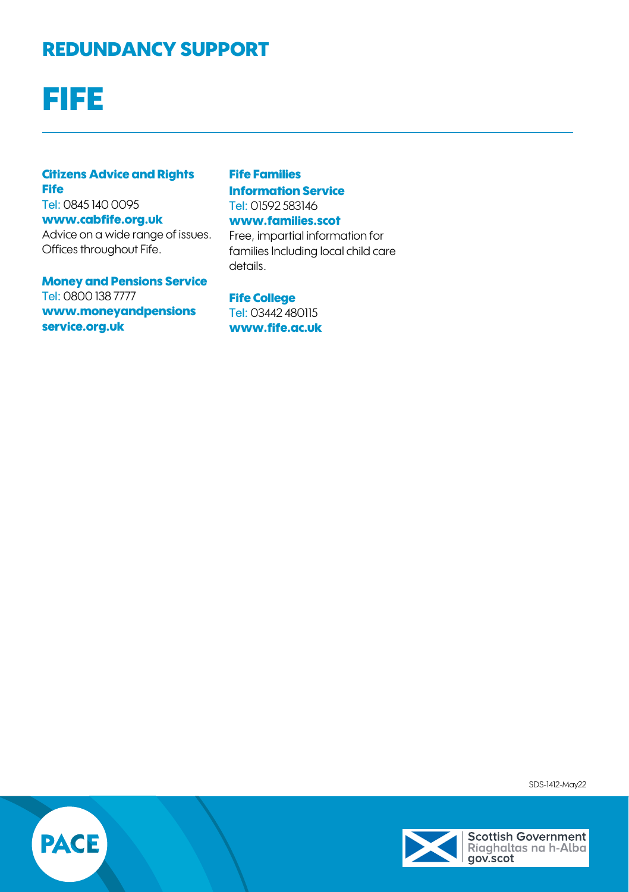## REDUNDANCY SUPPORT

# FIFE

**Citizens Advice and Rights Fife**
Tel: 0845 140 0095
**www.cabfife.org.uk**
Advice on a wide range of issues. Offices throughout Fife.

**Money and Pensions Service**
Tel: 0800 138 7777
**www.moneyandpensionsservice.org.uk**

**Fife Families Information Service**
Tel: 01592 583146
**www.families.scot**
Free, impartial information for families Including local child care details.

**Fife College**
Tel: 03442 480115
**www.fife.ac.uk**

SDS-1412-May22

PACE

Scottish Government
Riaghaltas na h-Alba
gov.scot